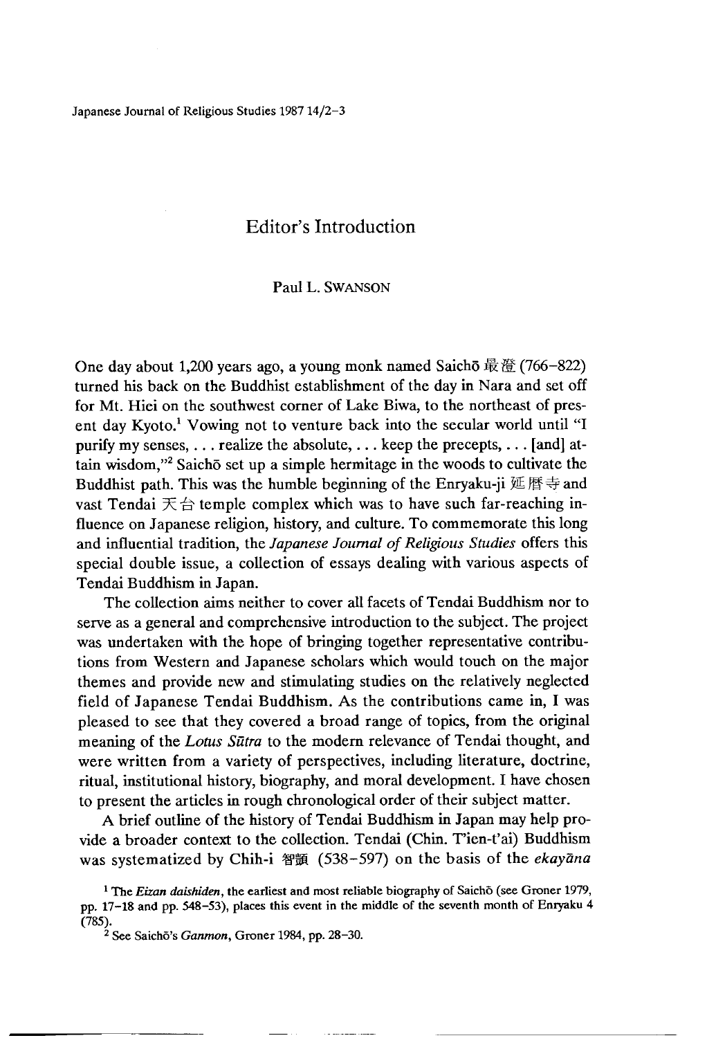# Editor's Introduction

Paul L. SWANSON

One day about 1,200 years ago, a young monk named Saichō 最澄 (766–822) turned his back on the Buddhist establishment of the day in Nara and set off for Mt. Hiei on the southwest corner of Lake Biwa, to the northeast of present day Kyoto.[1] Vowing not to venture back into the secular world until "I purify my senses, . . . realize the absolute, . . . keep the precepts, . . . [and] attain wisdom,"[2] Saichō set up a simple hermitage in the woods to cultivate the Buddhist path. This was the humble beginning of the Enryaku-ji 延暦寺 and vast Tendai 天台 temple complex which was to have such far-reaching influence on Japanese religion, history, and culture. To commemorate this long and influential tradition, the *Japanese Journal of Religious Studies* offers this special double issue, a collection of essays dealing with various aspects of Tendai Buddhism in Japan.

The collection aims neither to cover all facets of Tendai Buddhism nor to serve as a general and comprehensive introduction to the subject. The project was undertaken with the hope of bringing together representative contributions from Western and Japanese scholars which would touch on the major themes and provide new and stimulating studies on the relatively neglected field of Japanese Tendai Buddhism. As the contributions came in, I was pleased to see that they covered a broad range of topics, from the original meaning of the *Lotus Sūtra* to the modern relevance of Tendai thought, and were written from a variety of perspectives, including literature, doctrine, ritual, institutional history, biography, and moral development. I have chosen to present the articles in rough chronological order of their subject matter.

A brief outline of the history of Tendai Buddhism in Japan may help provide a broader context to the collection. Tendai (Chin. T'ien-t'ai) Buddhism was systematized by Chih-i 智顗 (538–597) on the basis of the *ekayāna*

[1] The *Eizan daishiden*, the earliest and most reliable biography of Saichō (see Groner 1979, pp. 17–18 and pp. 548–53), places this event in the middle of the seventh month of Enryaku 4 (785).

[2] See Saichō's *Ganmon*, Groner 1984, pp. 28–30.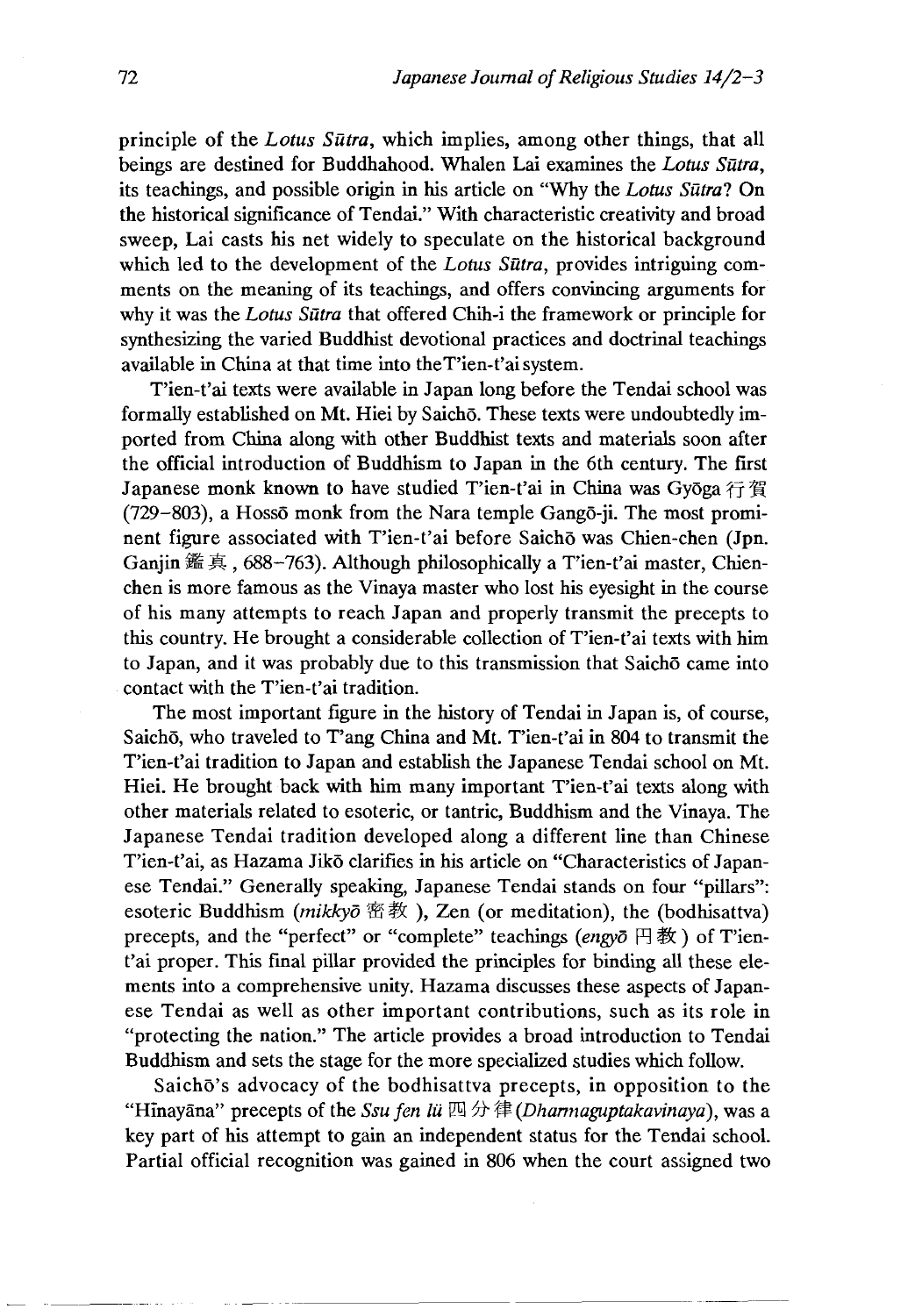principle of the *Lotus Sūtra*, which implies, among other things, that all beings are destined for Buddhahood. Whalen Lai examines the *Lotus Sūtra*, its teachings, and possible origin in his article on "Why the *Lotus Sūtra*? On the historical significance of Tendai." With characteristic creativity and broad sweep, Lai casts his net widely to speculate on the historical background which led to the development of the *Lotus Sūtra*, provides intriguing comments on the meaning of its teachings, and offers convincing arguments for why it was the *Lotus Sūtra* that offered Chih-i the framework or principle for synthesizing the varied Buddhist devotional practices and doctrinal teachings available in China at that time into theT'ien-t'ai system.

T'ien-t'ai texts were available in Japan long before the Tendai school was formally established on Mt. Hiei by Saichō. These texts were undoubtedly imported from China along with other Buddhist texts and materials soon after the official introduction of Buddhism to Japan in the 6th century. The first Japanese monk known to have studied T'ien-t'ai in China was Gyōga 行賀 (729–803), a Hossō monk from the Nara temple Gangō-ji. The most prominent figure associated with T'ien-t'ai before Saichō was Chien-chen (Jpn. Ganjin 鑑真, 688–763). Although philosophically a T'ien-t'ai master, Chien-chen is more famous as the Vinaya master who lost his eyesight in the course of his many attempts to reach Japan and properly transmit the precepts to this country. He brought a considerable collection of T'ien-t'ai texts with him to Japan, and it was probably due to this transmission that Saichō came into contact with the T'ien-t'ai tradition.

The most important figure in the history of Tendai in Japan is, of course, Saichō, who traveled to T'ang China and Mt. T'ien-t'ai in 804 to transmit the T'ien-t'ai tradition to Japan and establish the Japanese Tendai school on Mt. Hiei. He brought back with him many important T'ien-t'ai texts along with other materials related to esoteric, or tantric, Buddhism and the Vinaya. The Japanese Tendai tradition developed along a different line than Chinese T'ien-t'ai, as Hazama Jikō clarifies in his article on "Characteristics of Japanese Tendai." Generally speaking, Japanese Tendai stands on four "pillars": esoteric Buddhism (*mikkyō* 密教), Zen (or meditation), the (bodhisattva) precepts, and the "perfect" or "complete" teachings (*engyō* 円教) of T'ien-t'ai proper. This final pillar provided the principles for binding all these elements into a comprehensive unity. Hazama discusses these aspects of Japanese Tendai as well as other important contributions, such as its role in "protecting the nation." The article provides a broad introduction to Tendai Buddhism and sets the stage for the more specialized studies which follow.

Saichō's advocacy of the bodhisattva precepts, in opposition to the "Hīnayāna" precepts of the *Ssu fen lü* 四分律 (*Dharmaguptakavinaya*), was a key part of his attempt to gain an independent status for the Tendai school. Partial official recognition was gained in 806 when the court assigned two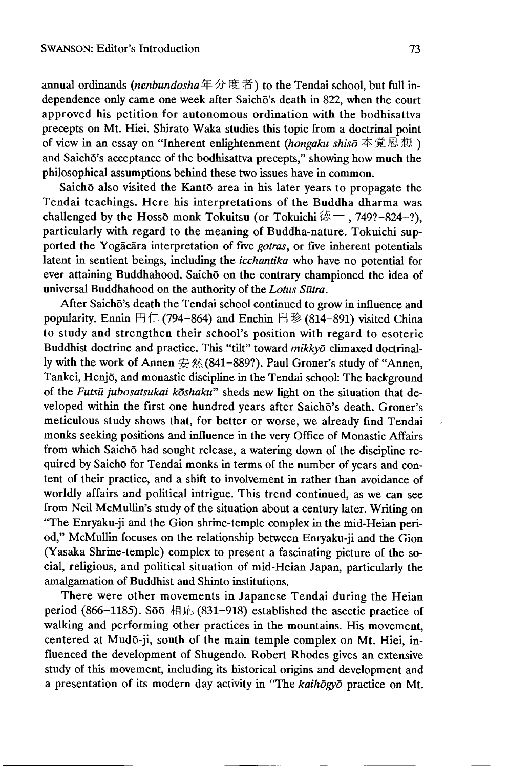annual ordinands (*nenbundosha* 年分度者) to the Tendai school, but full independence only came one week after Saichō's death in 822, when the court approved his petition for autonomous ordination with the bodhisattva precepts on Mt. Hiei. Shirato Waka studies this topic from a doctrinal point of view in an essay on "Inherent enlightenment (*hongaku shisō* 本覚思想) and Saichō's acceptance of the bodhisattva precepts," showing how much the philosophical assumptions behind these two issues have in common.

Saichō also visited the Kantō area in his later years to propagate the Tendai teachings. Here his interpretations of the Buddha dharma was challenged by the Hossō monk Tokuitsu (or Tokuichi 徳一, 749?–824–?), particularly with regard to the meaning of Buddha-nature. Tokuichi supported the Yogācāra interpretation of five *gotras*, or five inherent potentials latent in sentient beings, including the *icchantika* who have no potential for ever attaining Buddhahood. Saichō on the contrary championed the idea of universal Buddhahood on the authority of the *Lotus Sūtra*.

After Saichō's death the Tendai school continued to grow in influence and popularity. Ennin 円仁 (794–864) and Enchin 円珍 (814–891) visited China to study and strengthen their school's position with regard to esoteric Buddhist doctrine and practice. This "tilt" toward *mikkyō* climaxed doctrinally with the work of Annen 安然 (841–889?). Paul Groner's study of "Annen, Tankei, Henjō, and monastic discipline in the Tendai school: The background of the *Futsū jubosatsukai kōshaku*" sheds new light on the situation that developed within the first one hundred years after Saichō's death. Groner's meticulous study shows that, for better or worse, we already find Tendai monks seeking positions and influence in the very Office of Monastic Affairs from which Saichō had sought release, a watering down of the discipline required by Saichō for Tendai monks in terms of the number of years and content of their practice, and a shift to involvement in rather than avoidance of worldly affairs and political intrigue. This trend continued, as we can see from Neil McMullin's study of the situation about a century later. Writing on "The Enryaku-ji and the Gion shrine-temple complex in the mid-Heian period," McMullin focuses on the relationship between Enryaku-ji and the Gion (Yasaka Shrine-temple) complex to present a fascinating picture of the social, religious, and political situation of mid-Heian Japan, particularly the amalgamation of Buddhist and Shinto institutions.

There were other movements in Japanese Tendai during the Heian period (866–1185). Sōō 相応 (831–918) established the ascetic practice of walking and performing other practices in the mountains. His movement, centered at Mudō-ji, south of the main temple complex on Mt. Hiei, influenced the development of Shugendo. Robert Rhodes gives an extensive study of this movement, including its historical origins and development and a presentation of its modern day activity in "The *kaihōgyō* practice on Mt.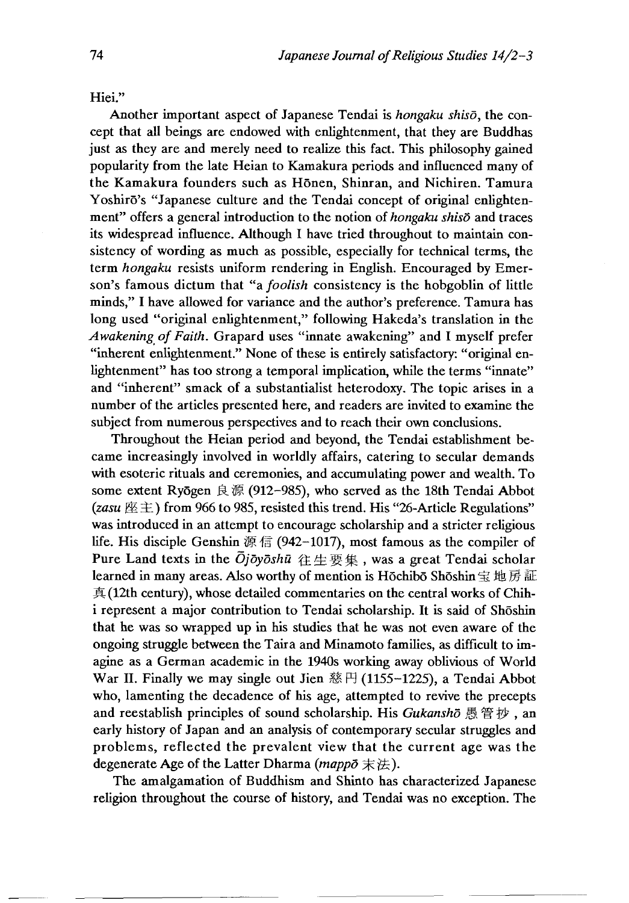Hiei."

Another important aspect of Japanese Tendai is *hongaku shisō*, the concept that all beings are endowed with enlightenment, that they are Buddhas just as they are and merely need to realize this fact. This philosophy gained popularity from the late Heian to Kamakura periods and influenced many of the Kamakura founders such as Hōnen, Shinran, and Nichiren. Tamura Yoshirō's "Japanese culture and the Tendai concept of original enlightenment" offers a general introduction to the notion of *hongaku shisō* and traces its widespread influence. Although I have tried throughout to maintain consistency of wording as much as possible, especially for technical terms, the term *hongaku* resists uniform rendering in English. Encouraged by Emerson's famous dictum that "a *foolish* consistency is the hobgoblin of little minds," I have allowed for variance and the author's preference. Tamura has long used "original enlightenment," following Hakeda's translation in the *Awakening of Faith*. Grapard uses "innate awakening" and I myself prefer "inherent enlightenment." None of these is entirely satisfactory: "original enlightenment" has too strong a temporal implication, while the terms "innate" and "inherent" smack of a substantialist heterodoxy. The topic arises in a number of the articles presented here, and readers are invited to examine the subject from numerous perspectives and to reach their own conclusions.

Throughout the Heian period and beyond, the Tendai establishment became increasingly involved in worldly affairs, catering to secular demands with esoteric rituals and ceremonies, and accumulating power and wealth. To some extent Ryōgen 良源 (912–985), who served as the 18th Tendai Abbot (*zasu* 座主) from 966 to 985, resisted this trend. His "26-Article Regulations" was introduced in an attempt to encourage scholarship and a stricter religious life. His disciple Genshin 源信 (942–1017), most famous as the compiler of Pure Land texts in the *Ōjōyōshū* 往生要集, was a great Tendai scholar learned in many areas. Also worthy of mention is Hōchibō Shōshin 宝地房証真 (12th century), whose detailed commentaries on the central works of Chih-i represent a major contribution to Tendai scholarship. It is said of Shōshin that he was so wrapped up in his studies that he was not even aware of the ongoing struggle between the Taira and Minamoto families, as difficult to imagine as a German academic in the 1940s working away oblivious of World War II. Finally we may single out Jien 慈円 (1155–1225), a Tendai Abbot who, lamenting the decadence of his age, attempted to revive the precepts and reestablish principles of sound scholarship. His *Gukanshō* 愚管抄, an early history of Japan and an analysis of contemporary secular struggles and problems, reflected the prevalent view that the current age was the degenerate Age of the Latter Dharma (*mappō* 末法).

The amalgamation of Buddhism and Shinto has characterized Japanese religion throughout the course of history, and Tendai was no exception. The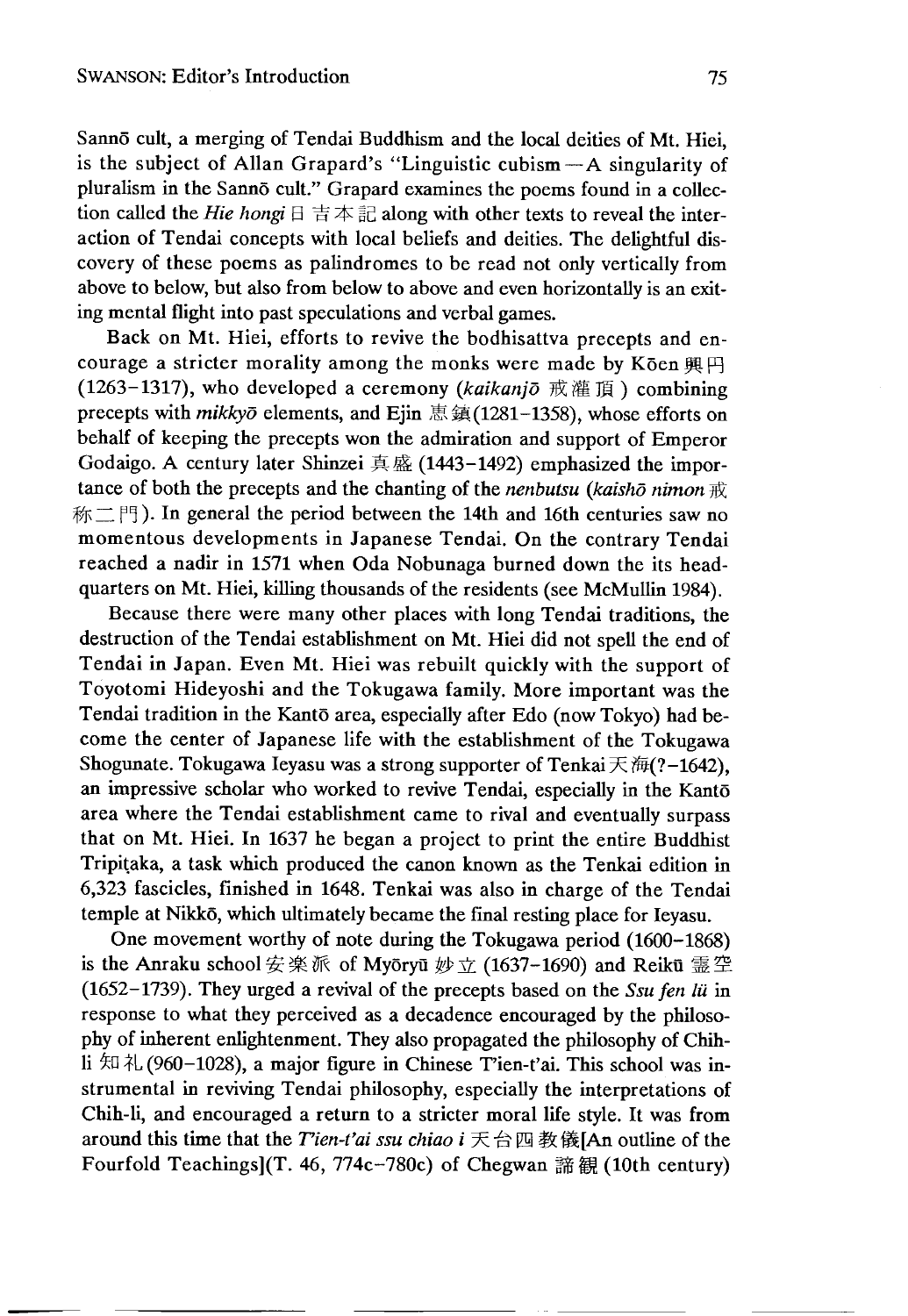Sannō cult, a merging of Tendai Buddhism and the local deities of Mt. Hiei, is the subject of Allan Grapard's "Linguistic cubism—A singularity of pluralism in the Sannō cult." Grapard examines the poems found in a collection called the *Hie hongi* 日吉本記 along with other texts to reveal the interaction of Tendai concepts with local beliefs and deities. The delightful discovery of these poems as palindromes to be read not only vertically from above to below, but also from below to above and even horizontally is an exiting mental flight into past speculations and verbal games.

Back on Mt. Hiei, efforts to revive the bodhisattva precepts and encourage a stricter morality among the monks were made by Kōen 興円 (1263–1317), who developed a ceremony (*kaikanjō* 戒灌頂) combining precepts with *mikkyō* elements, and Ejin 恵鎮(1281–1358), whose efforts on behalf of keeping the precepts won the admiration and support of Emperor Godaigo. A century later Shinzei 真盛 (1443–1492) emphasized the importance of both the precepts and the chanting of the *nenbutsu* (*kaishō nimon* 戒称二門). In general the period between the 14th and 16th centuries saw no momentous developments in Japanese Tendai. On the contrary Tendai reached a nadir in 1571 when Oda Nobunaga burned down the its headquarters on Mt. Hiei, killing thousands of the residents (see McMullin 1984).

Because there were many other places with long Tendai traditions, the destruction of the Tendai establishment on Mt. Hiei did not spell the end of Tendai in Japan. Even Mt. Hiei was rebuilt quickly with the support of Toyotomi Hideyoshi and the Tokugawa family. More important was the Tendai tradition in the Kantō area, especially after Edo (now Tokyo) had become the center of Japanese life with the establishment of the Tokugawa Shogunate. Tokugawa Ieyasu was a strong supporter of Tenkai 天海(?–1642), an impressive scholar who worked to revive Tendai, especially in the Kantō area where the Tendai establishment came to rival and eventually surpass that on Mt. Hiei. In 1637 he began a project to print the entire Buddhist Tripiṭaka, a task which produced the canon known as the Tenkai edition in 6,323 fascicles, finished in 1648. Tenkai was also in charge of the Tendai temple at Nikkō, which ultimately became the final resting place for Ieyasu.

One movement worthy of note during the Tokugawa period (1600–1868) is the Anraku school 安楽派 of Myōryū 妙立 (1637–1690) and Reikū 霊空 (1652–1739). They urged a revival of the precepts based on the *Ssu fen lü* in response to what they perceived as a decadence encouraged by the philosophy of inherent enlightenment. They also propagated the philosophy of Chih-li 知礼 (960–1028), a major figure in Chinese T'ien-t'ai. This school was instrumental in reviving Tendai philosophy, especially the interpretations of Chih-li, and encouraged a return to a stricter moral life style. It was from around this time that the *T'ien-t'ai ssu chiao i* 天台四教儀[An outline of the Fourfold Teachings](T. 46, 774c–780c) of Chegwan 諦観 (10th century)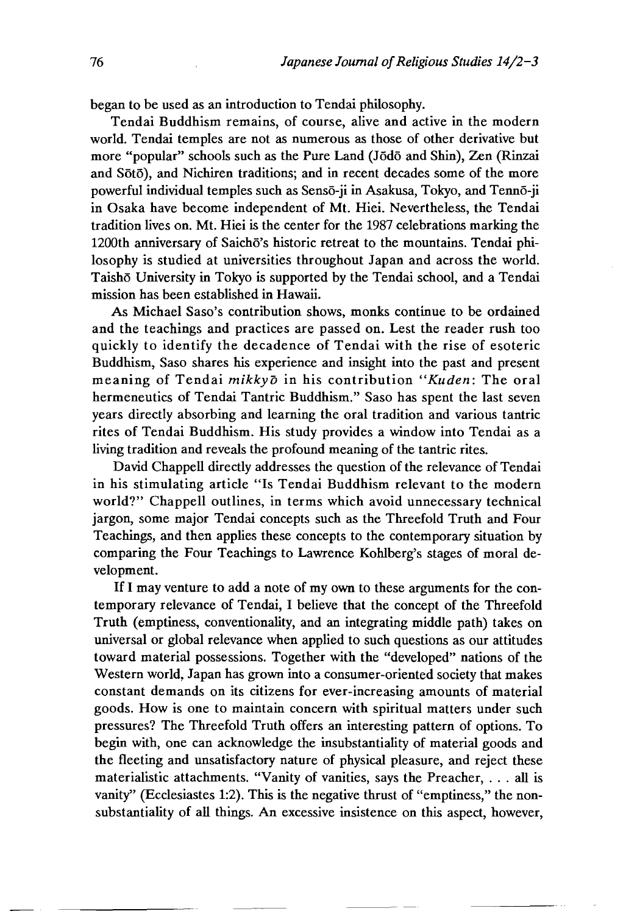began to be used as an introduction to Tendai philosophy.

Tendai Buddhism remains, of course, alive and active in the modern world. Tendai temples are not as numerous as those of other derivative but more "popular" schools such as the Pure Land (Jōdō and Shin), Zen (Rinzai and Sōtō), and Nichiren traditions; and in recent decades some of the more powerful individual temples such as Sensō-ji in Asakusa, Tokyo, and Tennō-ji in Osaka have become independent of Mt. Hiei. Nevertheless, the Tendai tradition lives on. Mt. Hiei is the center for the 1987 celebrations marking the 1200th anniversary of Saichō's historic retreat to the mountains. Tendai philosophy is studied at universities throughout Japan and across the world. Taishō University in Tokyo is supported by the Tendai school, and a Tendai mission has been established in Hawaii.

As Michael Saso's contribution shows, monks continue to be ordained and the teachings and practices are passed on. Lest the reader rush too quickly to identify the decadence of Tendai with the rise of esoteric Buddhism, Saso shares his experience and insight into the past and present meaning of Tendai *mikkyō* in his contribution "*Kuden*: The oral hermeneutics of Tendai Tantric Buddhism." Saso has spent the last seven years directly absorbing and learning the oral tradition and various tantric rites of Tendai Buddhism. His study provides a window into Tendai as a living tradition and reveals the profound meaning of the tantric rites.

David Chappell directly addresses the question of the relevance of Tendai in his stimulating article "Is Tendai Buddhism relevant to the modern world?" Chappell outlines, in terms which avoid unnecessary technical jargon, some major Tendai concepts such as the Threefold Truth and Four Teachings, and then applies these concepts to the contemporary situation by comparing the Four Teachings to Lawrence Kohlberg's stages of moral development.

If I may venture to add a note of my own to these arguments for the contemporary relevance of Tendai, I believe that the concept of the Threefold Truth (emptiness, conventionality, and an integrating middle path) takes on universal or global relevance when applied to such questions as our attitudes toward material possessions. Together with the "developed" nations of the Western world, Japan has grown into a consumer-oriented society that makes constant demands on its citizens for ever-increasing amounts of material goods. How is one to maintain concern with spiritual matters under such pressures? The Threefold Truth offers an interesting pattern of options. To begin with, one can acknowledge the insubstantiality of material goods and the fleeting and unsatisfactory nature of physical pleasure, and reject these materialistic attachments. "Vanity of vanities, says the Preacher, . . . all is vanity" (Ecclesiastes 1:2). This is the negative thrust of "emptiness," the nonsubstantiality of all things. An excessive insistence on this aspect, however,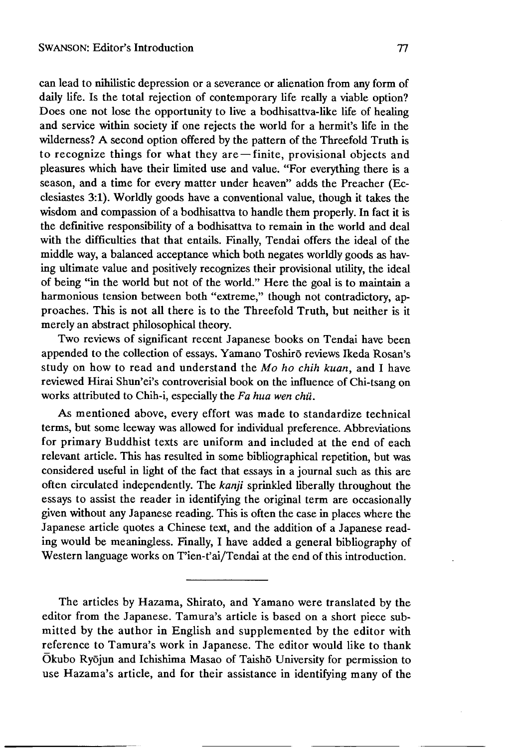can lead to nihilistic depression or a severance or alienation from any form of daily life. Is the total rejection of contemporary life really a viable option? Does one not lose the opportunity to live a bodhisattva-like life of healing and service within society if one rejects the world for a hermit's life in the wilderness? A second option offered by the pattern of the Threefold Truth is to recognize things for what they are—finite, provisional objects and pleasures which have their limited use and value. "For everything there is a season, and a time for every matter under heaven" adds the Preacher (Ecclesiastes 3:1). Worldly goods have a conventional value, though it takes the wisdom and compassion of a bodhisattva to handle them properly. In fact it is the definitive responsibility of a bodhisattva to remain in the world and deal with the difficulties that that entails. Finally, Tendai offers the ideal of the middle way, a balanced acceptance which both negates worldly goods as having ultimate value and positively recognizes their provisional utility, the ideal of being "in the world but not of the world." Here the goal is to maintain a harmonious tension between both "extreme," though not contradictory, approaches. This is not all there is to the Threefold Truth, but neither is it merely an abstract philosophical theory.

Two reviews of significant recent Japanese books on Tendai have been appended to the collection of essays. Yamano Toshirō reviews Ikeda Rosan's study on how to read and understand the *Mo ho chih kuan*, and I have reviewed Hirai Shun'ei's controverisial book on the influence of Chi-tsang on works attributed to Chih-i, especially the *Fa hua wen chü*.

As mentioned above, every effort was made to standardize technical terms, but some leeway was allowed for individual preference. Abbreviations for primary Buddhist texts are uniform and included at the end of each relevant article. This has resulted in some bibliographical repetition, but was considered useful in light of the fact that essays in a journal such as this are often circulated independently. The *kanji* sprinkled liberally throughout the essays to assist the reader in identifying the original term are occasionally given without any Japanese reading. This is often the case in places where the Japanese article quotes a Chinese text, and the addition of a Japanese reading would be meaningless. Finally, I have added a general bibliography of Western language works on T'ien-t'ai/Tendai at the end of this introduction.

---

The articles by Hazama, Shirato, and Yamano were translated by the editor from the Japanese. Tamura's article is based on a short piece submitted by the author in English and supplemented by the editor with reference to Tamura's work in Japanese. The editor would like to thank Ōkubo Ryōjun and Ichishima Masao of Taishō University for permission to use Hazama's article, and for their assistance in identifying many of the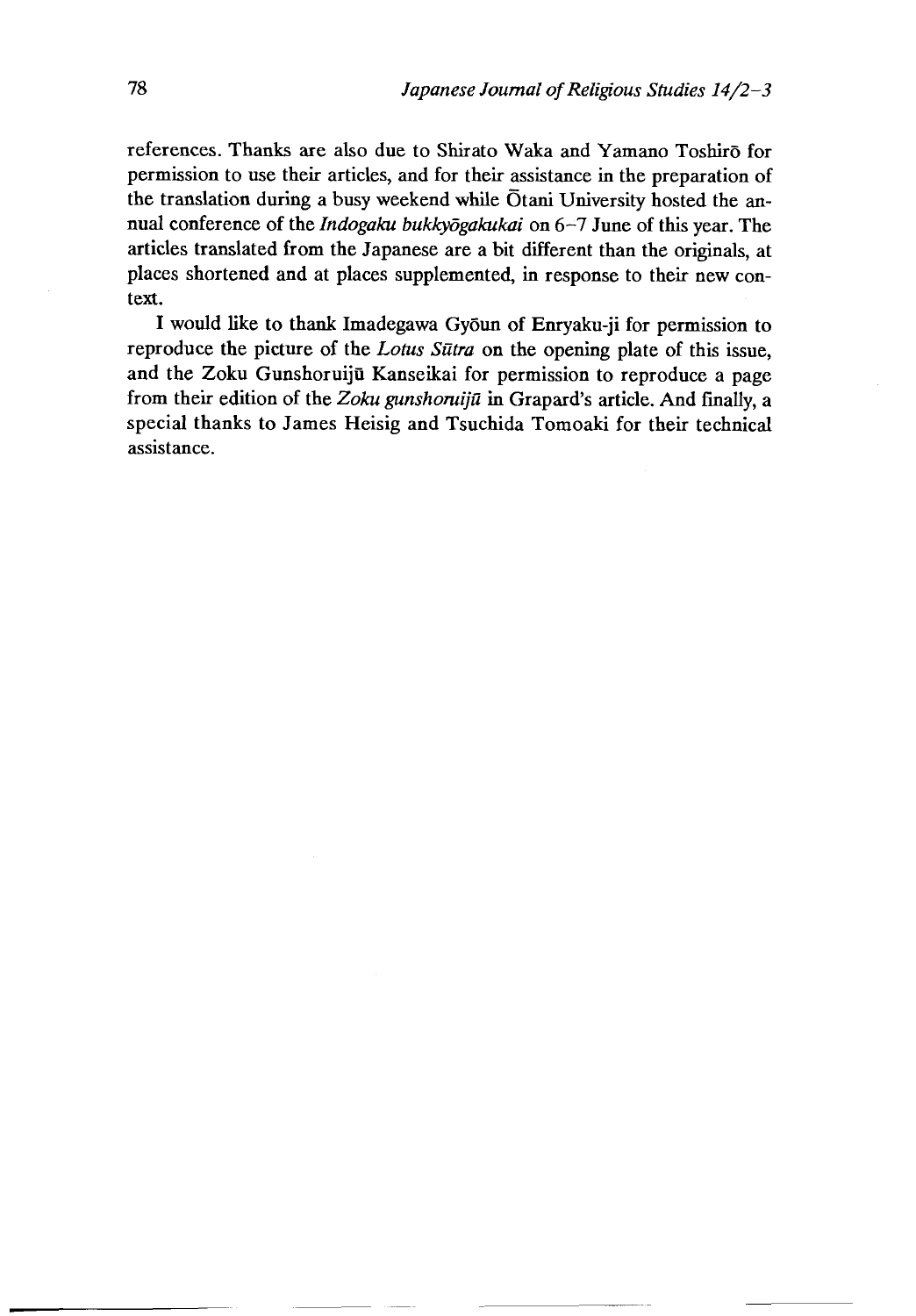references. Thanks are also due to Shirato Waka and Yamano Toshirō for permission to use their articles, and for their assistance in the preparation of the translation during a busy weekend while Ōtani University hosted the annual conference of the *Indogaku bukkyōgakukai* on 6–7 June of this year. The articles translated from the Japanese are a bit different than the originals, at places shortened and at places supplemented, in response to their new context.

I would like to thank Imadegawa Gyōun of Enryaku-ji for permission to reproduce the picture of the *Lotus Sūtra* on the opening plate of this issue, and the Zoku Gunshoruijū Kanseikai for permission to reproduce a page from their edition of the *Zoku gunshoruijū* in Grapard's article. And finally, a special thanks to James Heisig and Tsuchida Tomoaki for their technical assistance.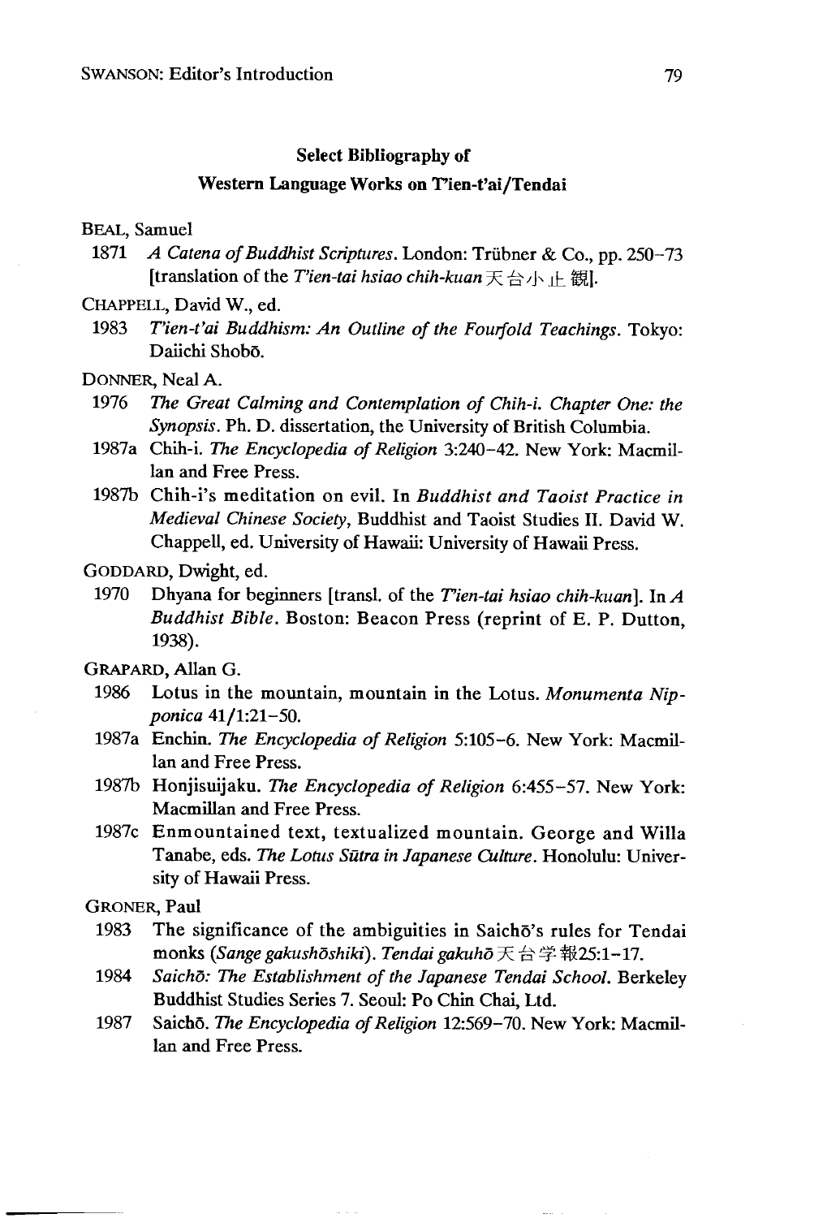## Select Bibliography of Western Language Works on T'ien-t'ai/Tendai

BEAL, Samuel

1871 *A Catena of Buddhist Scriptures*. London: Trübner & Co., pp. 250–73 [translation of the *T'ien-tai hsiao chih-kuan* 天台小止觀].

CHAPPELL, David W., ed.

1983 *T'ien-t'ai Buddhism: An Outline of the Fourfold Teachings*. Tokyo: Daiichi Shobō.

DONNER, Neal A.

1976 *The Great Calming and Contemplation of Chih-i. Chapter One: the Synopsis*. Ph. D. dissertation, the University of British Columbia.

1987a Chih-i. *The Encyclopedia of Religion* 3:240–42. New York: Macmillan and Free Press.

1987b Chih-i's meditation on evil. In *Buddhist and Taoist Practice in Medieval Chinese Society*, Buddhist and Taoist Studies II. David W. Chappell, ed. University of Hawaii: University of Hawaii Press.

GODDARD, Dwight, ed.

1970 Dhyana for beginners [transl. of the *T'ien-tai hsiao chih-kuan*]. In *A Buddhist Bible*. Boston: Beacon Press (reprint of E. P. Dutton, 1938).

GRAPARD, Allan G.

1986 Lotus in the mountain, mountain in the Lotus. *Monumenta Nipponica* 41/1:21–50.

1987a Enchin. *The Encyclopedia of Religion* 5:105–6. New York: Macmillan and Free Press.

1987b Honjisuijaku. *The Encyclopedia of Religion* 6:455–57. New York: Macmillan and Free Press.

1987c Enmountained text, textualized mountain. George and Willa Tanabe, eds. *The Lotus Sūtra in Japanese Culture*. Honolulu: University of Hawaii Press.

GRONER, Paul

1983 The significance of the ambiguities in Saichō's rules for Tendai monks (*Sange gakushōshiki*). *Tendai gakuhō* 天台学報25:1–17.

1984 *Saichō: The Establishment of the Japanese Tendai School*. Berkeley Buddhist Studies Series 7. Seoul: Po Chin Chai, Ltd.

1987 Saichō. *The Encyclopedia of Religion* 12:569–70. New York: Macmillan and Free Press.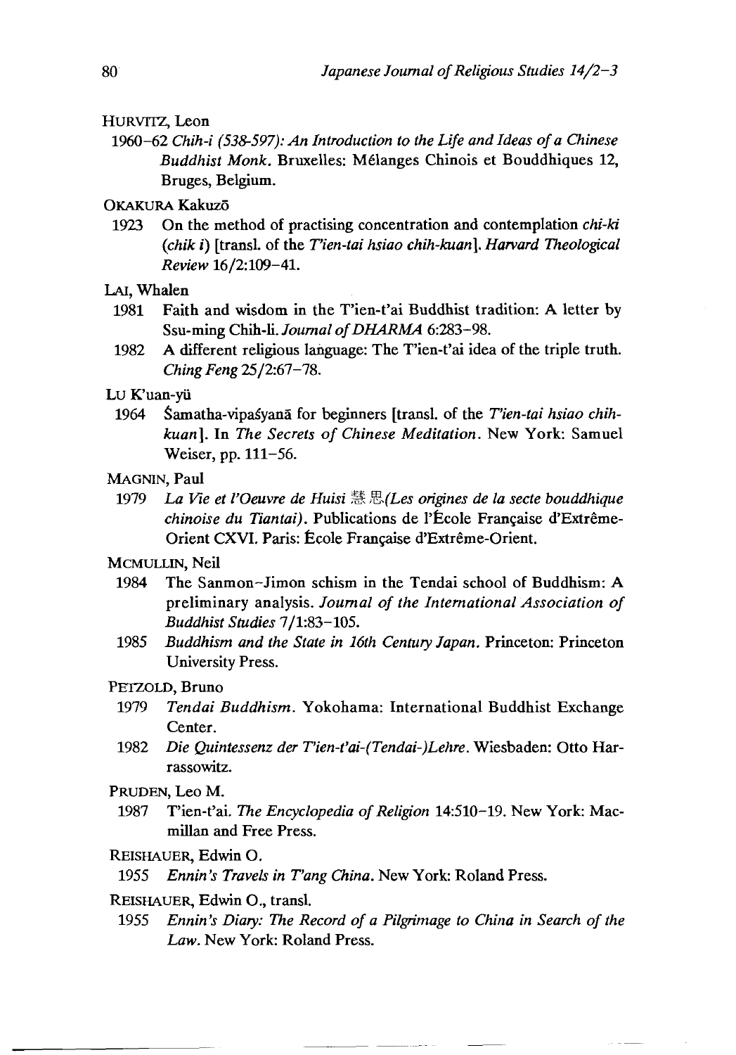HURVITZ, Leon

1960–62 *Chih-i (538-597): An Introduction to the Life and Ideas of a Chinese Buddhist Monk.* Bruxelles: Mélanges Chinois et Bouddhiques 12, Bruges, Belgium.

OKAKURA Kakuzō

1923 On the method of practising concentration and contemplation *chi-ki (chik i)* [transl. of the *T'ien-tai hsiao chih-kuan*]. *Harvard Theological Review* 16/2:109–41.

LAI, Whalen

1981 Faith and wisdom in the T'ien-t'ai Buddhist tradition: A letter by Ssu-ming Chih-li. *Journal of DHARMA* 6:283–98.

1982 A different religious language: The T'ien-t'ai idea of the triple truth. *Ching Feng* 25/2:67–78.

LU K'uan-yü

1964 Śamatha-vipaśyanā for beginners [transl. of the *T'ien-tai hsiao chih-kuan*]. In *The Secrets of Chinese Meditation.* New York: Samuel Weiser, pp. 111–56.

MAGNIN, Paul

1979 *La Vie et l'Oeuvre de Huisi* 慧思 *(Les origines de la secte bouddhique chinoise du Tiantai).* Publications de l'École Française d'Extrême-Orient CXVI. Paris: École Française d'Extrême-Orient.

MCMULLIN, Neil

1984 The Sanmon–Jimon schism in the Tendai school of Buddhism: A preliminary analysis. *Journal of the International Association of Buddhist Studies* 7/1:83–105.

1985 *Buddhism and the State in 16th Century Japan.* Princeton: Princeton University Press.

PETZOLD, Bruno

1979 *Tendai Buddhism.* Yokohama: International Buddhist Exchange Center.

1982 *Die Quintessenz der T'ien-t'ai-(Tendai-)Lehre.* Wiesbaden: Otto Harrassowitz.

PRUDEN, Leo M.

1987 T'ien-t'ai. *The Encyclopedia of Religion* 14:510–19. New York: Macmillan and Free Press.

REISHAUER, Edwin O.

1955 *Ennin's Travels in T'ang China.* New York: Roland Press.

REISHAUER, Edwin O., transl.

1955 *Ennin's Diary: The Record of a Pilgrimage to China in Search of the Law.* New York: Roland Press.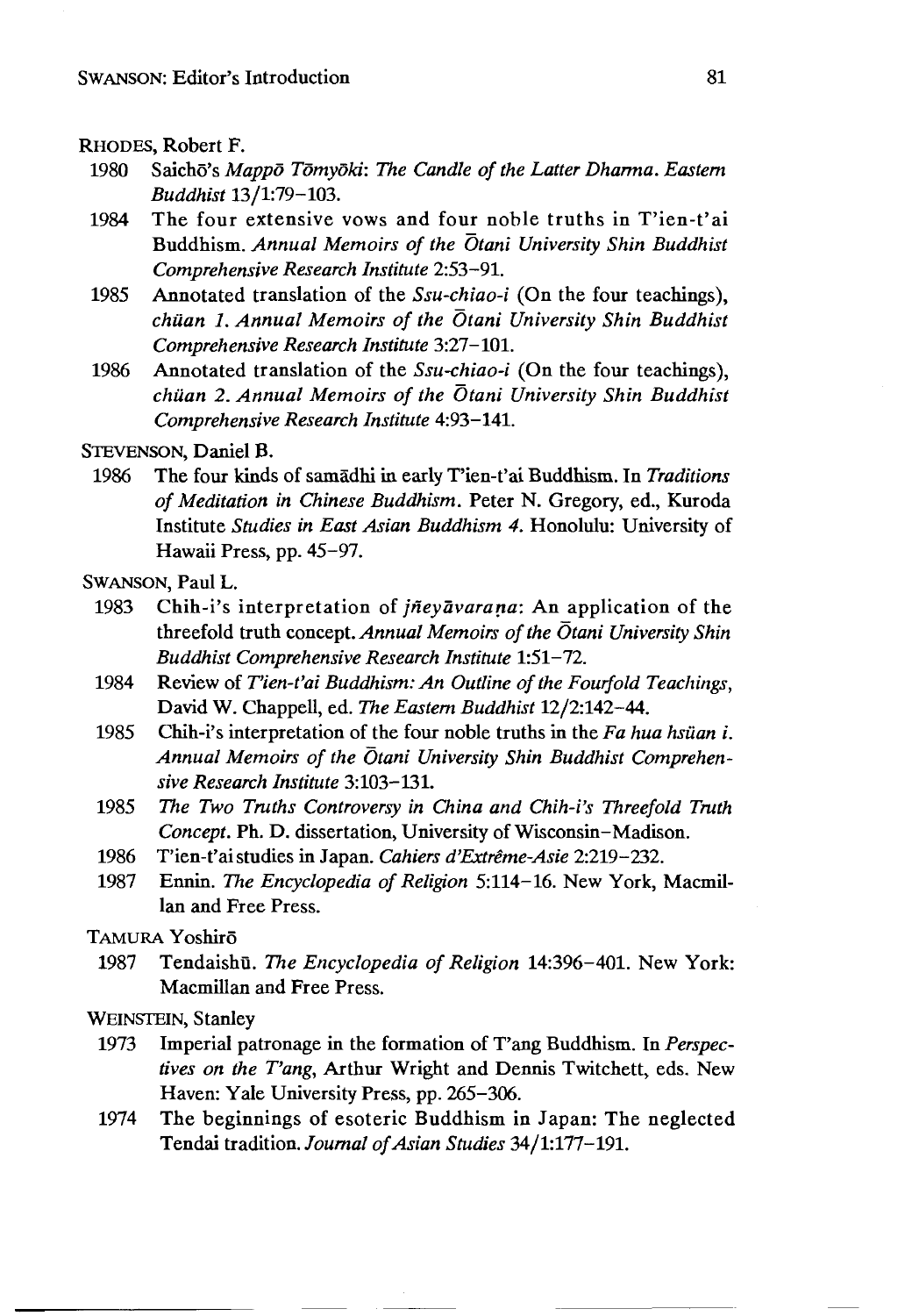RHODES, Robert F.

1980 Saichō's *Mappō Tōmyōki: The Candle of the Latter Dharma. Eastern Buddhist* 13/1:79–103.

1984 The four extensive vows and four noble truths in T'ien-t'ai Buddhism. *Annual Memoirs of the Ōtani University Shin Buddhist Comprehensive Research Institute* 2:53–91.

1985 Annotated translation of the *Ssu-chiao-i* (On the four teachings), *chüan 1. Annual Memoirs of the Ōtani University Shin Buddhist Comprehensive Research Institute* 3:27–101.

1986 Annotated translation of the *Ssu-chiao-i* (On the four teachings), *chüan 2. Annual Memoirs of the Ōtani University Shin Buddhist Comprehensive Research Institute* 4:93–141.

STEVENSON, Daniel B.

1986 The four kinds of samādhi in early T'ien-t'ai Buddhism. In *Traditions of Meditation in Chinese Buddhism*. Peter N. Gregory, ed., Kuroda Institute *Studies in East Asian Buddhism 4*. Honolulu: University of Hawaii Press, pp. 45–97.

SWANSON, Paul L.

1983 Chih-i's interpretation of *jñeyāvaraṇa*: An application of the threefold truth concept. *Annual Memoirs of the Ōtani University Shin Buddhist Comprehensive Research Institute* 1:51–72.

1984 Review of *T'ien-t'ai Buddhism: An Outline of the Fourfold Teachings*, David W. Chappell, ed. *The Eastern Buddhist* 12/2:142–44.

1985 Chih-i's interpretation of the four noble truths in the *Fa hua hsüan i*. *Annual Memoirs of the Ōtani University Shin Buddhist Comprehensive Research Institute* 3:103–131.

1985 *The Two Truths Controversy in China and Chih-i's Threefold Truth Concept*. Ph. D. dissertation, University of Wisconsin–Madison.

1986 T'ien-t'ai studies in Japan. *Cahiers d'Extrême-Asie* 2:219–232.

1987 Ennin. *The Encyclopedia of Religion* 5:114–16. New York, Macmillan and Free Press.

TAMURA Yoshirō

1987 Tendaishū. *The Encyclopedia of Religion* 14:396–401. New York: Macmillan and Free Press.

WEINSTEIN, Stanley

1973 Imperial patronage in the formation of T'ang Buddhism. In *Perspectives on the T'ang*, Arthur Wright and Dennis Twitchett, eds. New Haven: Yale University Press, pp. 265–306.

1974 The beginnings of esoteric Buddhism in Japan: The neglected Tendai tradition. *Journal of Asian Studies* 34/1:177–191.